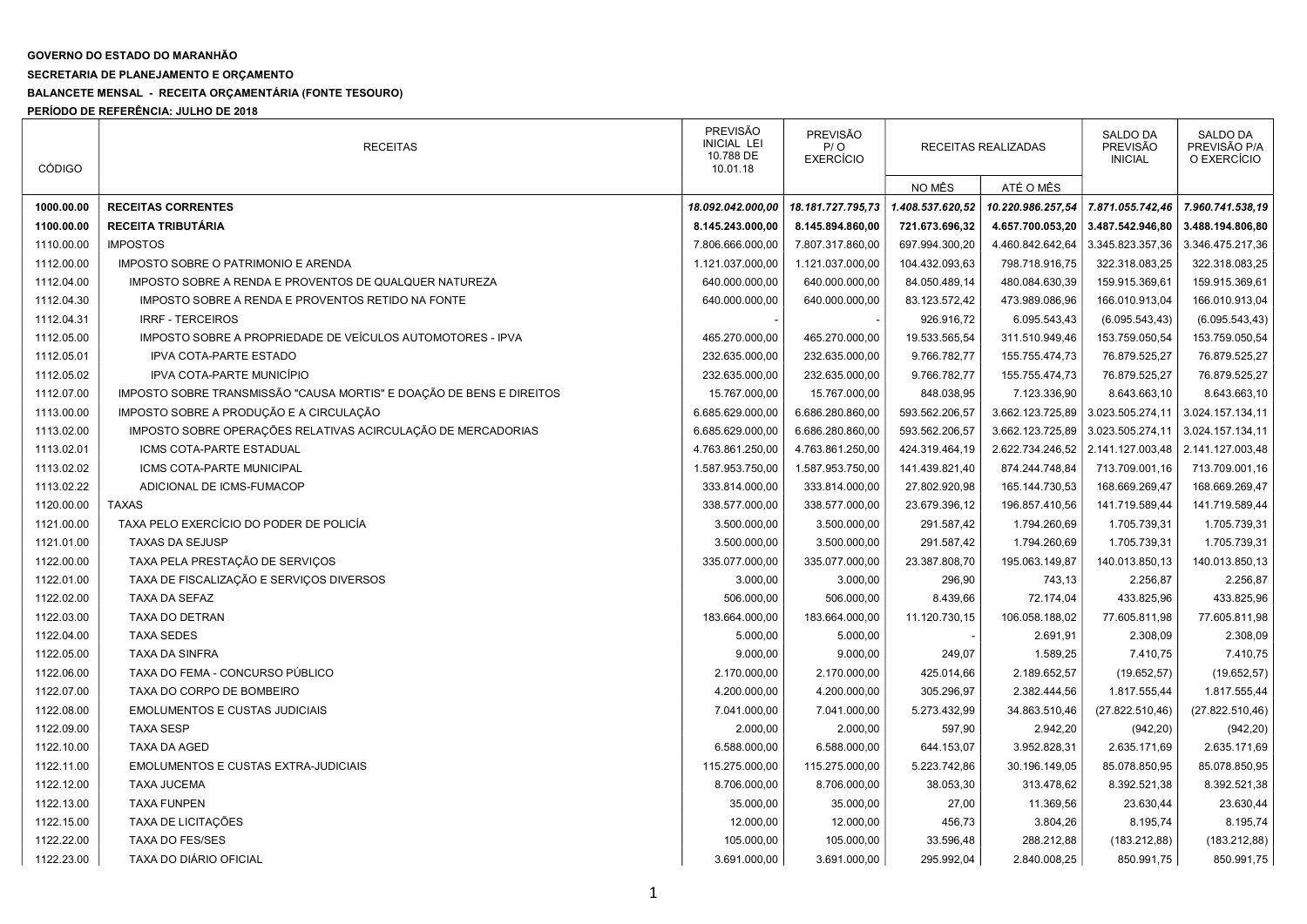**GOVERNO DO ESTADO DO MARANHÃO**

**SECRETARIA DE PLANEJAMENTO E ORÇAMENTO**

**BALANCETE MENSAL - RECEITA ORÇAMENTÁRIA (FONTE TESOURO)**

**PERÍODO DE REFERÊNCIA: JULHO DE 2018**

| CÓDIGO | RECEITAS | PREVISÃO INICIAL LEI 10.788 DE 10.01.18 | PREVISÃO P/ O EXERCÍCIO | RECEITAS REALIZADAS | | SALDO DA PREVISÃO INICIAL | SALDO DA PREVISÃO P/A O EXERCÍCIO |
|---|---|---|---|---|---|---|---|
| | | | | NO MÊS | ATÉ O MÊS | | |
| **1000.00.00** | **RECEITAS CORRENTES** | ***18.092.042.000,00*** | ***18.181.727.795,73*** | ***1.408.537.620,52*** | ***10.220.986.257,54*** | ***7.871.055.742,46*** | ***7.960.741.538,19*** |
| **1100.00.00** | **RECEITA TRIBUTÁRIA** | **8.145.243.000,00** | **8.145.894.860,00** | **721.673.696,32** | **4.657.700.053,20** | **3.487.542.946,80** | **3.488.194.806,80** |
| 1110.00.00 | IMPOSTOS | 7.806.666.000,00 | 7.807.317.860,00 | 697.994.300,20 | 4.460.842.642,64 | 3.345.823.357,36 | 3.346.475.217,36 |
| 1112.00.00 | IMPOSTO SOBRE O PATRIMONIO E ARENDA | 1.121.037.000,00 | 1.121.037.000,00 | 104.432.093,63 | 798.718.916,75 | 322.318.083,25 | 322.318.083,25 |
| 1112.04.00 | IMPOSTO SOBRE A RENDA E PROVENTOS DE QUALQUER NATUREZA | 640.000.000,00 | 640.000.000,00 | 84.050.489,14 | 480.084.630,39 | 159.915.369,61 | 159.915.369,61 |
| 1112.04.30 | IMPOSTO SOBRE A RENDA E PROVENTOS RETIDO NA FONTE | 640.000.000,00 | 640.000.000,00 | 83.123.572,42 | 473.989.086,96 | 166.010.913,04 | 166.010.913,04 |
| 1112.04.31 | IRRF - TERCEIROS | - | - | 926.916,72 | 6.095.543,43 | (6.095.543,43) | (6.095.543,43) |
| 1112.05.00 | IMPOSTO SOBRE A PROPRIEDADE DE VEÍCULOS AUTOMOTORES - IPVA | 465.270.000,00 | 465.270.000,00 | 19.533.565,54 | 311.510.949,46 | 153.759.050,54 | 153.759.050,54 |
| 1112.05.01 | IPVA COTA-PARTE ESTADO | 232.635.000,00 | 232.635.000,00 | 9.766.782,77 | 155.755.474,73 | 76.879.525,27 | 76.879.525,27 |
| 1112.05.02 | IPVA COTA-PARTE MUNICÍPIO | 232.635.000,00 | 232.635.000,00 | 9.766.782,77 | 155.755.474,73 | 76.879.525,27 | 76.879.525,27 |
| 1112.07.00 | IMPOSTO SOBRE TRANSMISSÃO "CAUSA MORTIS" E DOAÇÃO DE BENS E DIREITOS | 15.767.000,00 | 15.767.000,00 | 848.038,95 | 7.123.336,90 | 8.643.663,10 | 8.643.663,10 |
| 1113.00.00 | IMPOSTO SOBRE A PRODUÇÃO E A CIRCULAÇÃO | 6.685.629.000,00 | 6.686.280.860,00 | 593.562.206,57 | 3.662.123.725,89 | 3.023.505.274,11 | 3.024.157.134,11 |
| 1113.02.00 | IMPOSTO SOBRE OPERAÇÕES RELATIVAS ACIRCULAÇÃO DE MERCADORIAS | 6.685.629.000,00 | 6.686.280.860,00 | 593.562.206,57 | 3.662.123.725,89 | 3.023.505.274,11 | 3.024.157.134,11 |
| 1113.02.01 | ICMS COTA-PARTE ESTADUAL | 4.763.861.250,00 | 4.763.861.250,00 | 424.319.464,19 | 2.622.734.246,52 | 2.141.127.003,48 | 2.141.127.003,48 |
| 1113.02.02 | ICMS COTA-PARTE MUNICIPAL | 1.587.953.750,00 | 1.587.953.750,00 | 141.439.821,40 | 874.244.748,84 | 713.709.001,16 | 713.709.001,16 |
| 1113.02.22 | ADICIONAL DE ICMS-FUMACOP | 333.814.000,00 | 333.814.000,00 | 27.802.920,98 | 165.144.730,53 | 168.669.269,47 | 168.669.269,47 |
| 1120.00.00 | TAXAS | 338.577.000,00 | 338.577.000,00 | 23.679.396,12 | 196.857.410,56 | 141.719.589,44 | 141.719.589,44 |
| 1121.00.00 | TAXA PELO EXERCÍCIO DO PODER DE POLICÍA | 3.500.000,00 | 3.500.000,00 | 291.587,42 | 1.794.260,69 | 1.705.739,31 | 1.705.739,31 |
| 1121.01.00 | TAXAS DA SEJUSP | 3.500.000,00 | 3.500.000,00 | 291.587,42 | 1.794.260,69 | 1.705.739,31 | 1.705.739,31 |
| 1122.00.00 | TAXA PELA PRESTAÇÃO DE SERVIÇOS | 335.077.000,00 | 335.077.000,00 | 23.387.808,70 | 195.063.149,87 | 140.013.850,13 | 140.013.850,13 |
| 1122.01.00 | TAXA DE FISCALIZAÇÃO E SERVIÇOS DIVERSOS | 3.000,00 | 3.000,00 | 296,90 | 743,13 | 2.256,87 | 2.256,87 |
| 1122.02.00 | TAXA DA SEFAZ | 506.000,00 | 506.000,00 | 8.439,66 | 72.174,04 | 433.825,96 | 433.825,96 |
| 1122.03.00 | TAXA DO DETRAN | 183.664.000,00 | 183.664.000,00 | 11.120.730,15 | 106.058.188,02 | 77.605.811,98 | 77.605.811,98 |
| 1122.04.00 | TAXA SEDES | 5.000,00 | 5.000,00 | - | 2.691,91 | 2.308,09 | 2.308,09 |
| 1122.05.00 | TAXA DA SINFRA | 9.000,00 | 9.000,00 | 249,07 | 1.589,25 | 7.410,75 | 7.410,75 |
| 1122.06.00 | TAXA DO FEMA - CONCURSO PÚBLICO | 2.170.000,00 | 2.170.000,00 | 425.014,66 | 2.189.652,57 | (19.652,57) | (19.652,57) |
| 1122.07.00 | TAXA DO CORPO DE BOMBEIRO | 4.200.000,00 | 4.200.000,00 | 305.296,97 | 2.382.444,56 | 1.817.555,44 | 1.817.555,44 |
| 1122.08.00 | EMOLUMENTOS E CUSTAS JUDICIAIS | 7.041.000,00 | 7.041.000,00 | 5.273.432,99 | 34.863.510,46 | (27.822.510,46) | (27.822.510,46) |
| 1122.09.00 | TAXA SESP | 2.000,00 | 2.000,00 | 597,90 | 2.942,20 | (942,20) | (942,20) |
| 1122.10.00 | TAXA DA AGED | 6.588.000,00 | 6.588.000,00 | 644.153,07 | 3.952.828,31 | 2.635.171,69 | 2.635.171,69 |
| 1122.11.00 | EMOLUMENTOS E CUSTAS EXTRA-JUDICIAIS | 115.275.000,00 | 115.275.000,00 | 5.223.742,86 | 30.196.149,05 | 85.078.850,95 | 85.078.850,95 |
| 1122.12.00 | TAXA JUCEMA | 8.706.000,00 | 8.706.000,00 | 38.053,30 | 313.478,62 | 8.392.521,38 | 8.392.521,38 |
| 1122.13.00 | TAXA FUNPEN | 35.000,00 | 35.000,00 | 27,00 | 11.369,56 | 23.630,44 | 23.630,44 |
| 1122.15.00 | TAXA DE LICITAÇÕES | 12.000,00 | 12.000,00 | 456,73 | 3.804,26 | 8.195,74 | 8.195,74 |
| 1122.22.00 | TAXA DO FES/SES | 105.000,00 | 105.000,00 | 33.596,48 | 288.212,88 | (183.212,88) | (183.212,88) |
| 1122.23.00 | TAXA DO DIÁRIO OFICIAL | 3.691.000,00 | 3.691.000,00 | 295.992,04 | 2.840.008,25 | 850.991,75 | 850.991,75 |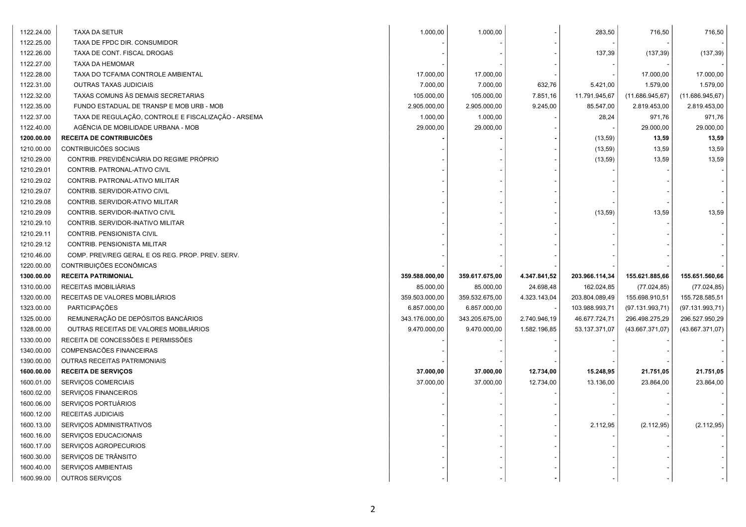| | | | | | | | |
|---|---|---|---|---|---|---|---|
| 1122.24.00 | TAXA DA SETUR | 1.000,00 | 1.000,00 | - | 283,50 | 716,50 | 716,50 |
| 1122.25.00 | TAXA DE FPDC DIR. CONSUMIDOR | - | - | - | - | - | - |
| 1122.26.00 | TAXA DE CONT. FISCAL DROGAS | - | - | - | 137,39 | (137,39) | (137,39) |
| 1122.27.00 | TAXA DA HEMOMAR | - | - | - | - | - | - |
| 1122.28.00 | TAXA DO TCFA/MA CONTROLE AMBIENTAL | 17.000,00 | 17.000,00 | - | - | 17.000,00 | 17.000,00 |
| 1122.31.00 | OUTRAS TAXAS JUDICIAIS | 7.000,00 | 7.000,00 | 632,76 | 5.421,00 | 1.579,00 | 1.579,00 |
| 1122.32.00 | TAXAS COMUNS ÀS DEMAIS SECRETARIAS | 105.000,00 | 105.000,00 | 7.851,16 | 11.791.945,67 | (11.686.945,67) | (11.686.945,67) |
| 1122.35.00 | FUNDO ESTADUAL DE TRANSP E MOB URB - MOB | 2.905.000,00 | 2.905.000,00 | 9.245,00 | 85.547,00 | 2.819.453,00 | 2.819.453,00 |
| 1122.37.00 | TAXA DE REGULAÇÃO, CONTROLE E FISCALIZAÇÃO - ARSEMA | 1.000,00 | 1.000,00 | - | 28,24 | 971,76 | 971,76 |
| 1122.40.00 | AGÊNCIA DE MOBILIDADE URBANA - MOB | 29.000,00 | 29.000,00 | - | - | 29.000,00 | 29.000,00 |
| **1200.00.00** | **RECEITA DE CONTRIBUICÕES** | **-** | **-** | **-** | **(13,59)** | **13,59** | **13,59** |
| 1210.00.00 | CONTRIBUICÕES SOCIAIS | - | - | - | (13,59) | 13,59 | 13,59 |
| 1210.29.00 | CONTRIB. PREVIDÊNCIÁRIA DO REGIME PRÓPRIO | - | - | - | (13,59) | 13,59 | 13,59 |
| 1210.29.01 | CONTRIB. PATRONAL-ATIVO CIVIL | - | - | - | - | - | - |
| 1210.29.02 | CONTRIB. PATRONAL-ATIVO MILITAR | - | - | - | - | - | - |
| 1210.29.07 | CONTRIB. SERVIDOR-ATIVO CIVIL | - | - | - | - | - | - |
| 1210.29.08 | CONTRIB. SERVIDOR-ATIVO MILITAR | - | - | - | - | - | - |
| 1210.29.09 | CONTRIB. SERVIDOR-INATIVO CIVIL | - | - | - | (13,59) | 13,59 | 13,59 |
| 1210.29.10 | CONTRIB. SERVIDOR-INATIVO MILITAR | - | - | - | - | - | - |
| 1210.29.11 | CONTRIB. PENSIONISTA CIVIL | - | - | - | - | - | - |
| 1210.29.12 | CONTRIB. PENSIONISTA MILITAR | - | - | - | - | - | - |
| 1210.46.00 | COMP. PREV/REG GERAL E OS REG. PROP. PREV. SERV. | - | - | - | - | - | - |
| 1220.00.00 | CONTRIBUIÇÕES ECONÔMICAS | - | - | - | - | - | - |
| **1300.00.00** | **RECEITA PATRIMONIAL** | **359.588.000,00** | **359.617.675,00** | **4.347.841,52** | **203.966.114,34** | **155.621.885,66** | **155.651.560,66** |
| 1310.00.00 | RECEITAS IMOBILIÁRIAS | 85.000,00 | 85.000,00 | 24.698,48 | 162.024,85 | (77.024,85) | (77.024,85) |
| 1320.00.00 | RECEITAS DE VALORES MOBILIÁRIOS | 359.503.000,00 | 359.532.675,00 | 4.323.143,04 | 203.804.089,49 | 155.698.910,51 | 155.728.585,51 |
| 1323.00.00 | PARTICIPAÇÕES | 6.857.000,00 | 6.857.000,00 | - | 103.988.993,71 | (97.131.993,71) | (97.131.993,71) |
| 1325.00.00 | REMUNERAÇÃO DE DEPÓSITOS BANCÁRIOS | 343.176.000,00 | 343.205.675,00 | 2.740.946,19 | 46.677.724,71 | 296.498.275,29 | 296.527.950,29 |
| 1328.00.00 | OUTRAS RECEITAS DE VALORES MOBILIÁRIOS | 9.470.000,00 | 9.470.000,00 | 1.582.196,85 | 53.137.371,07 | (43.667.371,07) | (43.667.371,07) |
| 1330.00.00 | RECEITA DE CONCESSÕES E PERMISSÕES | - | - | - | - | - | - |
| 1340.00.00 | COMPENSACÕES FINANCEIRAS | - | - | - | - | - | - |
| 1390.00.00 | OUTRAS RECEITAS PATRIMONIAIS | - | - | - | - | - | - |
| **1600.00.00** | **RECEITA DE SERVIÇOS** | **37.000,00** | **37.000,00** | **12.734,00** | **15.248,95** | **21.751,05** | **21.751,05** |
| 1600.01.00 | SERVIÇOS COMERCIAIS | 37.000,00 | 37.000,00 | 12.734,00 | 13.136,00 | 23.864,00 | 23.864,00 |
| 1600.02.00 | SERVIÇOS FINANCEIROS | - | - | - | - | - | - |
| 1600.06.00 | SERVIÇOS PORTUÁRIOS | - | - | - | - | - | - |
| 1600.12.00 | RECEITAS JUDICIAIS | - | - | - | - | - | - |
| 1600.13.00 | SERVIÇOS ADMINISTRATIVOS | - | - | - | 2.112,95 | (2.112,95) | (2.112,95) |
| 1600.16.00 | SERVIÇOS EDUCACIONAIS | - | - | - | - | - | - |
| 1600.17.00 | SERVIÇOS AGROPECURIOS | - | - | - | - | - | - |
| 1600.30.00 | SERVIÇOS DE TRÂNSITO | - | - | - | - | - | - |
| 1600.40.00 | SERVIÇOS AMBIENTAIS | - | - | - | - | - | - |
| 1600.99.00 | OUTROS SERVIÇOS | - | - | **-** | - | - | - |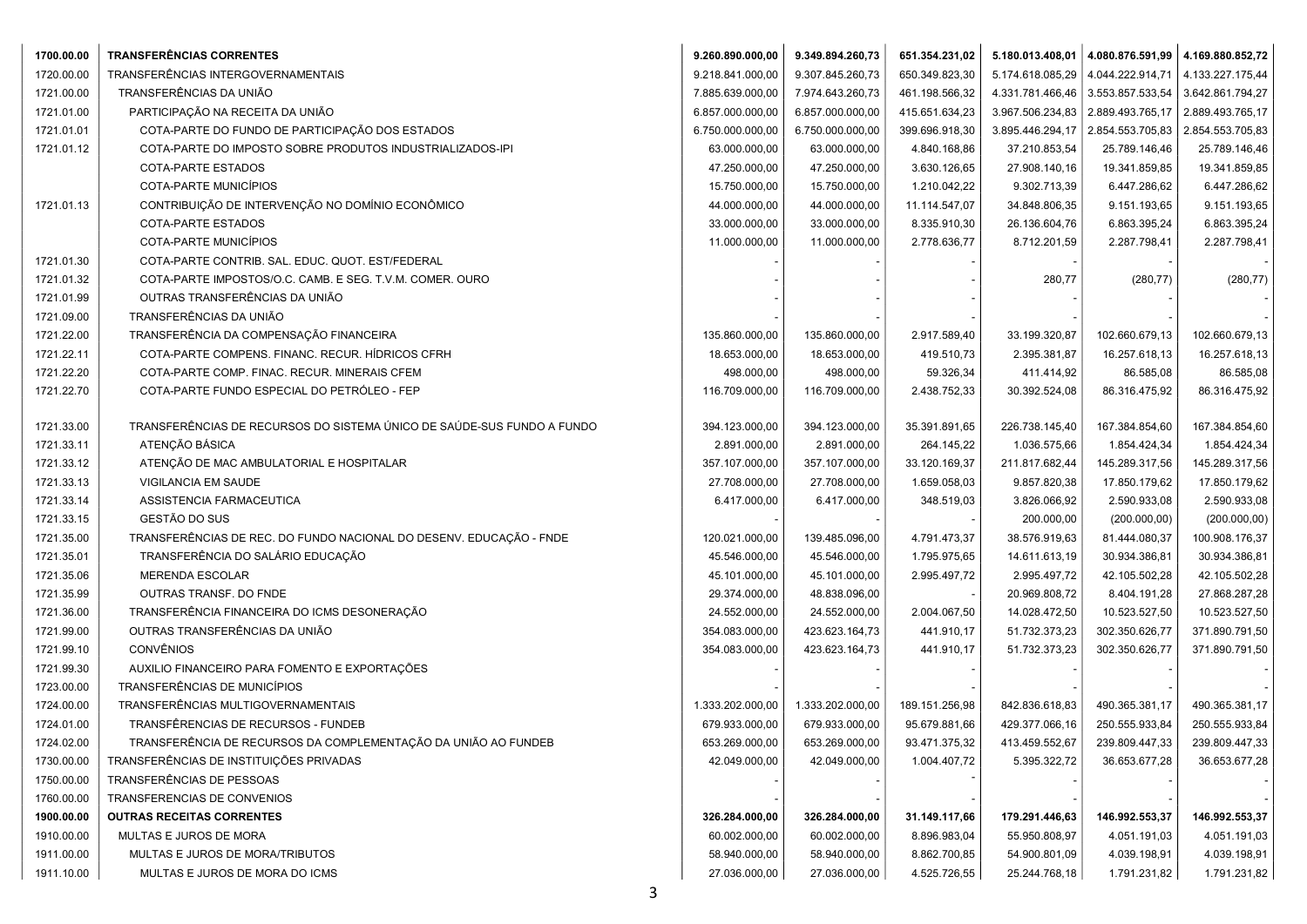| | | | | | | | |
|---|---|---|---|---|---|---|---|
| **1700.00.00** | **TRANSFERÊNCIAS CORRENTES** | **9.260.890.000,00** | **9.349.894.260,73** | **651.354.231,02** | **5.180.013.408,01** | **4.080.876.591,99** | **4.169.880.852,72** |
| 1720.00.00 | TRANSFERÊNCIAS INTERGOVERNAMENTAIS | 9.218.841.000,00 | 9.307.845.260,73 | 650.349.823,30 | 5.174.618.085,29 | 4.044.222.914,71 | 4.133.227.175,44 |
| 1721.00.00 | TRANSFERÊNCIAS DA UNIÃO | 7.885.639.000,00 | 7.974.643.260,73 | 461.198.566,32 | 4.331.781.466,46 | 3.553.857.533,54 | 3.642.861.794,27 |
| 1721.01.00 | PARTICIPAÇÃO NA RECEITA DA UNIÃO | 6.857.000.000,00 | 6.857.000.000,00 | 415.651.634,23 | 3.967.506.234,83 | 2.889.493.765,17 | 2.889.493.765,17 |
| 1721.01.01 | COTA-PARTE DO FUNDO DE PARTICIPAÇÃO DOS ESTADOS | 6.750.000.000,00 | 6.750.000.000,00 | 399.696.918,30 | 3.895.446.294,17 | 2.854.553.705,83 | 2.854.553.705,83 |
| 1721.01.12 | COTA-PARTE DO IMPOSTO SOBRE PRODUTOS INDUSTRIALIZADOS-IPI | 63.000.000,00 | 63.000.000,00 | 4.840.168,86 | 37.210.853,54 | 25.789.146,46 | 25.789.146,46 |
| | COTA-PARTE ESTADOS | 47.250.000,00 | 47.250.000,00 | 3.630.126,65 | 27.908.140,16 | 19.341.859,85 | 19.341.859,85 |
| | COTA-PARTE MUNICÍPIOS | 15.750.000,00 | 15.750.000,00 | 1.210.042,22 | 9.302.713,39 | 6.447.286,62 | 6.447.286,62 |
| 1721.01.13 | CONTRIBUIÇÃO DE INTERVENÇÃO NO DOMÍNIO ECONÔMICO | 44.000.000,00 | 44.000.000,00 | 11.114.547,07 | 34.848.806,35 | 9.151.193,65 | 9.151.193,65 |
| | COTA-PARTE ESTADOS | 33.000.000,00 | 33.000.000,00 | 8.335.910,30 | 26.136.604,76 | 6.863.395,24 | 6.863.395,24 |
| | COTA-PARTE MUNICÍPIOS | 11.000.000,00 | 11.000.000,00 | 2.778.636,77 | 8.712.201,59 | 2.287.798,41 | 2.287.798,41 |
| 1721.01.30 | COTA-PARTE CONTRIB. SAL. EDUC. QUOT. EST/FEDERAL | - | - | - | - | - | - |
| 1721.01.32 | COTA-PARTE IMPOSTOS/O.C. CAMB. E SEG. T.V.M. COMER. OURO | - | - | - | 280,77 | (280,77) | (280,77) |
| 1721.01.99 | OUTRAS TRANSFERÊNCIAS DA UNIÃO | - | - | - | - | - | - |
| 1721.09.00 | TRANSFERÊNCIAS DA UNIÃO | - | - | - | - | - | - |
| 1721.22.00 | TRANSFERÊNCIA DA COMPENSAÇÃO FINANCEIRA | 135.860.000,00 | 135.860.000,00 | 2.917.589,40 | 33.199.320,87 | 102.660.679,13 | 102.660.679,13 |
| 1721.22.11 | COTA-PARTE COMPENS. FINANC. RECUR. HÍDRICOS CFRH | 18.653.000,00 | 18.653.000,00 | 419.510,73 | 2.395.381,87 | 16.257.618,13 | 16.257.618,13 |
| 1721.22.20 | COTA-PARTE COMP. FINAC. RECUR. MINERAIS CFEM | 498.000,00 | 498.000,00 | 59.326,34 | 411.414,92 | 86.585,08 | 86.585,08 |
| 1721.22.70 | COTA-PARTE FUNDO ESPECIAL DO PETRÓLEO - FEP | 116.709.000,00 | 116.709.000,00 | 2.438.752,33 | 30.392.524,08 | 86.316.475,92 | 86.316.475,92 |
| 1721.33.00 | TRANSFERÊNCIAS DE RECURSOS DO SISTEMA ÚNICO DE SAÚDE-SUS FUNDO A FUNDO | 394.123.000,00 | 394.123.000,00 | 35.391.891,65 | 226.738.145,40 | 167.384.854,60 | 167.384.854,60 |
| 1721.33.11 | ATENÇÃO BÁSICA | 2.891.000,00 | 2.891.000,00 | 264.145,22 | 1.036.575,66 | 1.854.424,34 | 1.854.424,34 |
| 1721.33.12 | ATENÇÃO DE MAC AMBULATORIAL E HOSPITALAR | 357.107.000,00 | 357.107.000,00 | 33.120.169,37 | 211.817.682,44 | 145.289.317,56 | 145.289.317,56 |
| 1721.33.13 | VIGILANCIA EM SAUDE | 27.708.000,00 | 27.708.000,00 | 1.659.058,03 | 9.857.820,38 | 17.850.179,62 | 17.850.179,62 |
| 1721.33.14 | ASSISTENCIA FARMACEUTICA | 6.417.000,00 | 6.417.000,00 | 348.519,03 | 3.826.066,92 | 2.590.933,08 | 2.590.933,08 |
| 1721.33.15 | GESTÃO DO SUS | - | - | - | 200.000,00 | (200.000,00) | (200.000,00) |
| 1721.35.00 | TRANSFERÊNCIAS DE REC. DO FUNDO NACIONAL DO DESENV. EDUCAÇÃO - FNDE | 120.021.000,00 | 139.485.096,00 | 4.791.473,37 | 38.576.919,63 | 81.444.080,37 | 100.908.176,37 |
| 1721.35.01 | TRANSFERÊNCIA DO SALÁRIO EDUCAÇÃO | 45.546.000,00 | 45.546.000,00 | 1.795.975,65 | 14.611.613,19 | 30.934.386,81 | 30.934.386,81 |
| 1721.35.06 | MERENDA ESCOLAR | 45.101.000,00 | 45.101.000,00 | 2.995.497,72 | 2.995.497,72 | 42.105.502,28 | 42.105.502,28 |
| 1721.35.99 | OUTRAS TRANSF. DO FNDE | 29.374.000,00 | 48.838.096,00 | - | 20.969.808,72 | 8.404.191,28 | 27.868.287,28 |
| 1721.36.00 | TRANSFERÊNCIA FINANCEIRA DO ICMS DESONERAÇÃO | 24.552.000,00 | 24.552.000,00 | 2.004.067,50 | 14.028.472,50 | 10.523.527,50 | 10.523.527,50 |
| 1721.99.00 | OUTRAS TRANSFERÊNCIAS DA UNIÃO | 354.083.000,00 | 423.623.164,73 | 441.910,17 | 51.732.373,23 | 302.350.626,77 | 371.890.791,50 |
| 1721.99.10 | CONVÊNIOS | 354.083.000,00 | 423.623.164,73 | 441.910,17 | 51.732.373,23 | 302.350.626,77 | 371.890.791,50 |
| 1721.99.30 | AUXILIO FINANCEIRO PARA FOMENTO E EXPORTAÇÕES | - | - | - | - | - | - |
| 1723.00.00 | TRANSFERÊNCIAS DE MUNICÍPIOS | - | - | - | - | - | - |
| 1724.00.00 | TRANSFERÊNCIAS MULTIGOVERNAMENTAIS | 1.333.202.000,00 | 1.333.202.000,00 | 189.151.256,98 | 842.836.618,83 | 490.365.381,17 | 490.365.381,17 |
| 1724.01.00 | TRANSFÊRENCIAS DE RECURSOS - FUNDEB | 679.933.000,00 | 679.933.000,00 | 95.679.881,66 | 429.377.066,16 | 250.555.933,84 | 250.555.933,84 |
| 1724.02.00 | TRANSFERÊNCIA DE RECURSOS DA COMPLEMENTAÇÃO DA UNIÃO AO FUNDEB | 653.269.000,00 | 653.269.000,00 | 93.471.375,32 | 413.459.552,67 | 239.809.447,33 | 239.809.447,33 |
| 1730.00.00 | TRANSFERÊNCIAS DE INSTITUIÇÕES PRIVADAS | 42.049.000,00 | 42.049.000,00 | 1.004.407,72 | 5.395.322,72 | 36.653.677,28 | 36.653.677,28 |
| 1750.00.00 | TRANSFERÊNCIAS DE PESSOAS | - | - | - | - | - | - |
| 1760.00.00 | TRANSFERENCIAS DE CONVENIOS | - | - | - | - | - | - |
| **1900.00.00** | **OUTRAS RECEITAS CORRENTES** | **326.284.000,00** | **326.284.000,00** | **31.149.117,66** | **179.291.446,63** | **146.992.553,37** | **146.992.553,37** |
| 1910.00.00 | MULTAS E JUROS DE MORA | 60.002.000,00 | 60.002.000,00 | 8.896.983,04 | 55.950.808,97 | 4.051.191,03 | 4.051.191,03 |
| 1911.00.00 | MULTAS E JUROS DE MORA/TRIBUTOS | 58.940.000,00 | 58.940.000,00 | 8.862.700,85 | 54.900.801,09 | 4.039.198,91 | 4.039.198,91 |
| 1911.10.00 | MULTAS E JUROS DE MORA DO ICMS | 27.036.000,00 | 27.036.000,00 | 4.525.726,55 | 25.244.768,18 | 1.791.231,82 | 1.791.231,82 |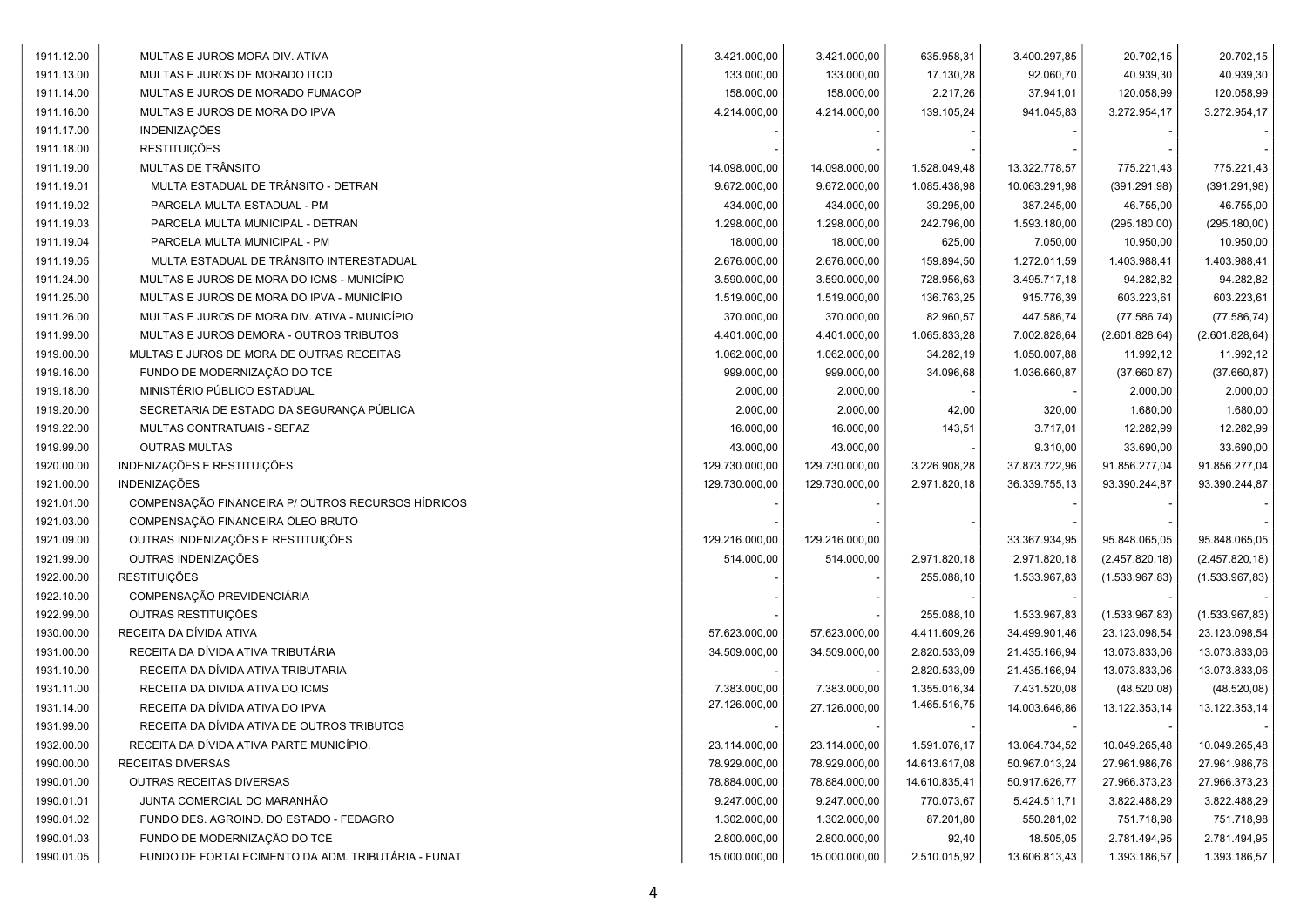| | | | | | | | |
|---|---|---|---|---|---|---|---|
| 1911.12.00 | MULTAS E JUROS MORA DIV. ATIVA | 3.421.000,00 | 3.421.000,00 | 635.958,31 | 3.400.297,85 | 20.702,15 | 20.702,15 |
| 1911.13.00 | MULTAS E JUROS DE MORADO ITCD | 133.000,00 | 133.000,00 | 17.130,28 | 92.060,70 | 40.939,30 | 40.939,30 |
| 1911.14.00 | MULTAS E JUROS DE MORADO FUMACOP | 158.000,00 | 158.000,00 | 2.217,26 | 37.941,01 | 120.058,99 | 120.058,99 |
| 1911.16.00 | MULTAS E JUROS DE MORA DO IPVA | 4.214.000,00 | 4.214.000,00 | 139.105,24 | 941.045,83 | 3.272.954,17 | 3.272.954,17 |
| 1911.17.00 | INDENIZAÇÕES | - | - | - | - | - | - |
| 1911.18.00 | RESTITUIÇÕES | - | - | - | - | - | - |
| 1911.19.00 | MULTAS DE TRÂNSITO | 14.098.000,00 | 14.098.000,00 | 1.528.049,48 | 13.322.778,57 | 775.221,43 | 775.221,43 |
| 1911.19.01 | MULTA ESTADUAL DE TRÂNSITO - DETRAN | 9.672.000,00 | 9.672.000,00 | 1.085.438,98 | 10.063.291,98 | (391.291,98) | (391.291,98) |
| 1911.19.02 | PARCELA MULTA ESTADUAL - PM | 434.000,00 | 434.000,00 | 39.295,00 | 387.245,00 | 46.755,00 | 46.755,00 |
| 1911.19.03 | PARCELA MULTA MUNICIPAL - DETRAN | 1.298.000,00 | 1.298.000,00 | 242.796,00 | 1.593.180,00 | (295.180,00) | (295.180,00) |
| 1911.19.04 | PARCELA MULTA MUNICIPAL - PM | 18.000,00 | 18.000,00 | 625,00 | 7.050,00 | 10.950,00 | 10.950,00 |
| 1911.19.05 | MULTA ESTADUAL DE TRÂNSITO INTERESTADUAL | 2.676.000,00 | 2.676.000,00 | 159.894,50 | 1.272.011,59 | 1.403.988,41 | 1.403.988,41 |
| 1911.24.00 | MULTAS E JUROS DE MORA DO ICMS - MUNICÍPIO | 3.590.000,00 | 3.590.000,00 | 728.956,63 | 3.495.717,18 | 94.282,82 | 94.282,82 |
| 1911.25.00 | MULTAS E JUROS DE MORA DO IPVA - MUNICÍPIO | 1.519.000,00 | 1.519.000,00 | 136.763,25 | 915.776,39 | 603.223,61 | 603.223,61 |
| 1911.26.00 | MULTAS E JUROS DE MORA DIV. ATIVA - MUNICÍPIO | 370.000,00 | 370.000,00 | 82.960,57 | 447.586,74 | (77.586,74) | (77.586,74) |
| 1911.99.00 | MULTAS E JUROS DEMORA - OUTROS TRIBUTOS | 4.401.000,00 | 4.401.000,00 | 1.065.833,28 | 7.002.828,64 | (2.601.828,64) | (2.601.828,64) |
| 1919.00.00 | MULTAS E JUROS DE MORA DE OUTRAS RECEITAS | 1.062.000,00 | 1.062.000,00 | 34.282,19 | 1.050.007,88 | 11.992,12 | 11.992,12 |
| 1919.16.00 | FUNDO DE MODERNIZAÇÃO DO TCE | 999.000,00 | 999.000,00 | 34.096,68 | 1.036.660,87 | (37.660,87) | (37.660,87) |
| 1919.18.00 | MINISTÉRIO PÚBLICO ESTADUAL | 2.000,00 | 2.000,00 | - | - | 2.000,00 | 2.000,00 |
| 1919.20.00 | SECRETARIA DE ESTADO DA SEGURANÇA PÚBLICA | 2.000,00 | 2.000,00 | 42,00 | 320,00 | 1.680,00 | 1.680,00 |
| 1919.22.00 | MULTAS CONTRATUAIS - SEFAZ | 16.000,00 | 16.000,00 | 143,51 | 3.717,01 | 12.282,99 | 12.282,99 |
| 1919.99.00 | OUTRAS MULTAS | 43.000,00 | 43.000,00 | - | 9.310,00 | 33.690,00 | 33.690,00 |
| 1920.00.00 | INDENIZAÇÕES E RESTITUIÇÕES | 129.730.000,00 | 129.730.000,00 | 3.226.908,28 | 37.873.722,96 | 91.856.277,04 | 91.856.277,04 |
| 1921.00.00 | INDENIZAÇÕES | 129.730.000,00 | 129.730.000,00 | 2.971.820,18 | 36.339.755,13 | 93.390.244,87 | 93.390.244,87 |
| 1921.01.00 | COMPENSAÇÃO FINANCEIRA P/ OUTROS RECURSOS HÍDRICOS | - | - | | - | - | - |
| 1921.03.00 | COMPENSAÇÃO FINANCEIRA ÓLEO BRUTO | - | - | - | - | - | - |
| 1921.09.00 | OUTRAS INDENIZAÇÕES E RESTITUIÇÕES | 129.216.000,00 | 129.216.000,00 | | 33.367.934,95 | 95.848.065,05 | 95.848.065,05 |
| 1921.99.00 | OUTRAS INDENIZAÇÕES | 514.000,00 | 514.000,00 | 2.971.820,18 | 2.971.820,18 | (2.457.820,18) | (2.457.820,18) |
| 1922.00.00 | RESTITUIÇÕES | - | - | 255.088,10 | 1.533.967,83 | (1.533.967,83) | (1.533.967,83) |
| 1922.10.00 | COMPENSAÇÃO PREVIDENCIÁRIA | - | - | - | - | - | - |
| 1922.99.00 | OUTRAS RESTITUIÇÕES | - | - | 255.088,10 | 1.533.967,83 | (1.533.967,83) | (1.533.967,83) |
| 1930.00.00 | RECEITA DA DÍVIDA ATIVA | 57.623.000,00 | 57.623.000,00 | 4.411.609,26 | 34.499.901,46 | 23.123.098,54 | 23.123.098,54 |
| 1931.00.00 | RECEITA DA DÍVIDA ATIVA TRIBUTÁRIA | 34.509.000,00 | 34.509.000,00 | 2.820.533,09 | 21.435.166,94 | 13.073.833,06 | 13.073.833,06 |
| 1931.10.00 | RECEITA DA DÍVIDA ATIVA TRIBUTARIA | - | - | 2.820.533,09 | 21.435.166,94 | 13.073.833,06 | 13.073.833,06 |
| 1931.11.00 | RECEITA DA DIVIDA ATIVA DO ICMS | 7.383.000,00 | 7.383.000,00 | 1.355.016,34 | 7.431.520,08 | (48.520,08) | (48.520,08) |
| 1931.14.00 | RECEITA DA DÍVIDA ATIVA DO IPVA | 27.126.000,00 | 27.126.000,00 | 1.465.516,75 | 14.003.646,86 | 13.122.353,14 | 13.122.353,14 |
| 1931.99.00 | RECEITA DA DÍVIDA ATIVA DE OUTROS TRIBUTOS | - | - | - | - | - | - |
| 1932.00.00 | RECEITA DA DÍVIDA ATIVA PARTE MUNICÍPIO. | 23.114.000,00 | 23.114.000,00 | 1.591.076,17 | 13.064.734,52 | 10.049.265,48 | 10.049.265,48 |
| 1990.00.00 | RECEITAS DIVERSAS | 78.929.000,00 | 78.929.000,00 | 14.613.617,08 | 50.967.013,24 | 27.961.986,76 | 27.961.986,76 |
| 1990.01.00 | OUTRAS RECEITAS DIVERSAS | 78.884.000,00 | 78.884.000,00 | 14.610.835,41 | 50.917.626,77 | 27.966.373,23 | 27.966.373,23 |
| 1990.01.01 | JUNTA COMERCIAL DO MARANHÃO | 9.247.000,00 | 9.247.000,00 | 770.073,67 | 5.424.511,71 | 3.822.488,29 | 3.822.488,29 |
| 1990.01.02 | FUNDO DES. AGROIND. DO ESTADO - FEDAGRO | 1.302.000,00 | 1.302.000,00 | 87.201,80 | 550.281,02 | 751.718,98 | 751.718,98 |
| 1990.01.03 | FUNDO DE MODERNIZAÇÃO DO TCE | 2.800.000,00 | 2.800.000,00 | 92,40 | 18.505,05 | 2.781.494,95 | 2.781.494,95 |
| 1990.01.05 | FUNDO DE FORTALECIMENTO DA ADM. TRIBUTÁRIA - FUNAT | 15.000.000,00 | 15.000.000,00 | 2.510.015,92 | 13.606.813,43 | 1.393.186,57 | 1.393.186,57 |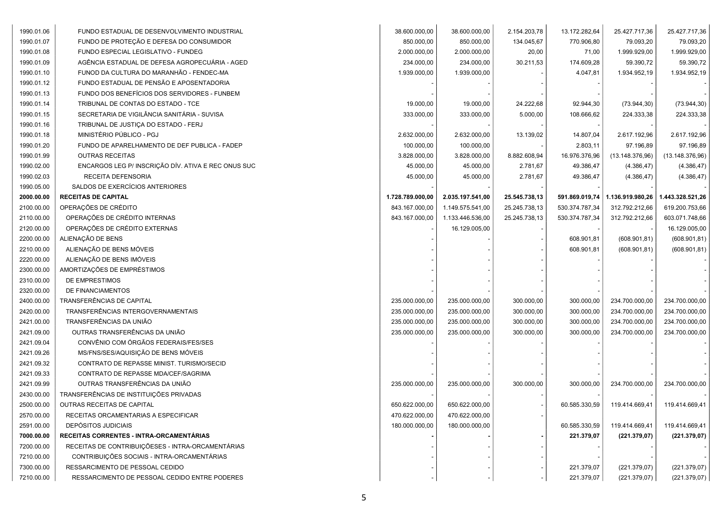| | | | | | | | |
|---|---|---|---|---|---|---|---|
| 1990.01.06 | FUNDO ESTADUAL DE DESENVOLVIMENTO INDUSTRIAL | 38.600.000,00 | 38.600.000,00 | 2.154.203,78 | 13.172.282,64 | 25.427.717,36 | 25.427.717,36 |
| 1990.01.07 | FUNDO DE PROTEÇÃO E DEFESA DO CONSUMIDOR | 850.000,00 | 850.000,00 | 134.045,67 | 770.906,80 | 79.093,20 | 79.093,20 |
| 1990.01.08 | FUNDO ESPECIAL LEGISLATIVO - FUNDEG | 2.000.000,00 | 2.000.000,00 | 20,00 | 71,00 | 1.999.929,00 | 1.999.929,00 |
| 1990.01.09 | AGÊNCIA ESTADUAL DE DEFESA AGROPECUÁRIA - AGED | 234.000,00 | 234.000,00 | 30.211,53 | 174.609,28 | 59.390,72 | 59.390,72 |
| 1990.01.10 | FUNOD DA CULTURA DO MARANHÃO - FENDEC-MA | 1.939.000,00 | 1.939.000,00 | - | 4.047,81 | 1.934.952,19 | 1.934.952,19 |
| 1990.01.12 | FUNDO ESTADUAL DE PENSÃO E APOSENTADORIA | - | - | - | - | - | - |
| 1990.01.13 | FUNDO DOS BENEFÍCIOS DOS SERVIDORES - FUNBEM | - | - | - | - | - | - |
| 1990.01.14 | TRIBUNAL DE CONTAS DO ESTADO - TCE | 19.000,00 | 19.000,00 | 24.222,68 | 92.944,30 | (73.944,30) | (73.944,30) |
| 1990.01.15 | SECRETARIA DE VIGILÂNCIA SANITÁRIA - SUVISA | 333.000,00 | 333.000,00 | 5.000,00 | 108.666,62 | 224.333,38 | 224.333,38 |
| 1990.01.16 | TRIBUNAL DE JUSTIÇA DO ESTADO - FERJ | - | - | - | - | - | - |
| 1990.01.18 | MINISTÉRIO PÚBLICO - PGJ | 2.632.000,00 | 2.632.000,00 | 13.139,02 | 14.807,04 | 2.617.192,96 | 2.617.192,96 |
| 1990.01.20 | FUNDO DE APARELHAMENTO DE DEF PUBLICA - FADEP | 100.000,00 | 100.000,00 | - | 2.803,11 | 97.196,89 | 97.196,89 |
| 1990.01.99 | OUTRAS RECEITAS | 3.828.000,00 | 3.828.000,00 | 8.882.608,94 | 16.976.376,96 | (13.148.376,96) | (13.148.376,96) |
| 1990.02.00 | ENCARGOS LEG P/ INSCRIÇÃO DÍV. ATIVA E REC ONUS SUC | 45.000,00 | 45.000,00 | 2.781,67 | 49.386,47 | (4.386,47) | (4.386,47) |
| 1990.02.03 | RECEITA DEFENSORIA | 45.000,00 | 45.000,00 | 2.781,67 | 49.386,47 | (4.386,47) | (4.386,47) |
| 1990.05.00 | SALDOS DE EXERCÍCIOS ANTERIORES | - | - | - | | | - |
| **2000.00.00** | **RECEITAS DE CAPITAL** | **1.728.789.000,00** | **2.035.197.541,00** | **25.545.738,13** | **591.869.019,74** | **1.136.919.980,26** | **1.443.328.521,26** |
| 2100.00.00 | OPERAÇÕES DE CRÉDITO | 843.167.000,00 | 1.149.575.541,00 | 25.245.738,13 | 530.374.787,34 | 312.792.212,66 | 619.200.753,66 |
| 2110.00.00 | OPERAÇÕES DE CRÉDITO INTERNAS | 843.167.000,00 | 1.133.446.536,00 | 25.245.738,13 | 530.374.787,34 | 312.792.212,66 | 603.071.748,66 |
| 2120.00.00 | OPERAÇÕES DE CRÉDITO EXTERNAS | - | 16.129.005,00 | | - | - | 16.129.005,00 |
| 2200.00.00 | ALIENAÇÃO DE BENS | - | - | - | 608.901,81 | (608.901,81) | (608.901,81) |
| 2210.00.00 | ALIENAÇÃO DE BENS MÓVEIS | - | - | - | 608.901,81 | (608.901,81) | (608.901,81) |
| 2220.00.00 | ALIENAÇÃO DE BENS IMÓVEIS | - | - | - | - | - | - |
| 2300.00.00 | AMORTIZAÇÕES DE EMPRÉSTIMOS | - | - | - | - | - | - |
| 2310.00.00 | DE EMPRESTIMOS | - | - | - | - | - | - |
| 2320.00.00 | DE FINANCIAMENTOS | - | - | - | - | - | - |
| 2400.00.00 | TRANSFERÊNCIAS DE CAPITAL | 235.000.000,00 | 235.000.000,00 | 300.000,00 | 300.000,00 | 234.700.000,00 | 234.700.000,00 |
| 2420.00.00 | TRANSFERÊNCIAS INTERGOVERNAMENTAIS | 235.000.000,00 | 235.000.000,00 | 300.000,00 | 300.000,00 | 234.700.000,00 | 234.700.000,00 |
| 2421.00.00 | TRANSFERÊNCIAS DA UNIÃO | 235.000.000,00 | 235.000.000,00 | 300.000,00 | 300.000,00 | 234.700.000,00 | 234.700.000,00 |
| 2421.09.00 | OUTRAS TRANSFERÊNCIAS DA UNIÃO | 235.000.000,00 | 235.000.000,00 | 300.000,00 | 300.000,00 | 234.700.000,00 | 234.700.000,00 |
| 2421.09.04 | CONVÊNIO COM ÓRGÃOS FEDERAIS/FES/SES | - | - | - | - | - | - |
| 2421.09.26 | MS/FNS/SES/AQUISIÇÃO DE BENS MÓVEIS | - | - | - | - | - | - |
| 2421.09.32 | CONTRATO DE REPASSE MINIST. TURISMO/SECID | - | - | - | - | - | - |
| 2421.09.33 | CONTRATO DE REPASSE MDA/CEF/SAGRIMA | - | - | - | - | - | - |
| 2421.09.99 | OUTRAS TRANSFERÊNCIAS DA UNIÃO | 235.000.000,00 | 235.000.000,00 | 300.000,00 | 300.000,00 | 234.700.000,00 | 234.700.000,00 |
| 2430.00.00 | TRANSFERÊNCIAS DE INSTITUIÇÕES PRIVADAS | - | - | - | - | - | - |
| 2500.00.00 | OUTRAS RECEITAS DE CAPITAL | 650.622.000,00 | 650.622.000,00 | - | 60.585.330,59 | 119.414.669,41 | 119.414.669,41 |
| 2570.00.00 | RECEITAS ORCAMENTARIAS A ESPECIFICAR | 470.622.000,00 | 470.622.000,00 | - | | | |
| 2591.00.00 | DEPÓSITOS JUDICIAIS | 180.000.000,00 | 180.000.000,00 | | 60.585.330,59 | 119.414.669,41 | 119.414.669,41 |
| **7000.00.00** | **RECEITAS CORRENTES - INTRA-ORCAMENTÁRIAS** | **-** | **-** | **-** | **221.379,07** | **(221.379,07)** | **(221.379,07)** |
| 7200.00.00 | RECEITAS DE CONTRIBUIÇÕESES - INTRA-ORCAMENTÁRIAS | - | - | - | - | - | - |
| 7210.00.00 | CONTRIBUIÇÕES SOCIAIS - INTRA-ORCAMENTÁRIAS | - | - | - | - | - | - |
| 7300.00.00 | RESSARCIMENTO DE PESSOAL CEDIDO | - | - | - | 221.379,07 | (221.379,07) | (221.379,07) |
| 7210.00.00 | RESSARCIMENTO DE PESSOAL CEDIDO ENTRE PODERES | - | - | - | 221.379,07 | (221.379,07) | (221.379,07) |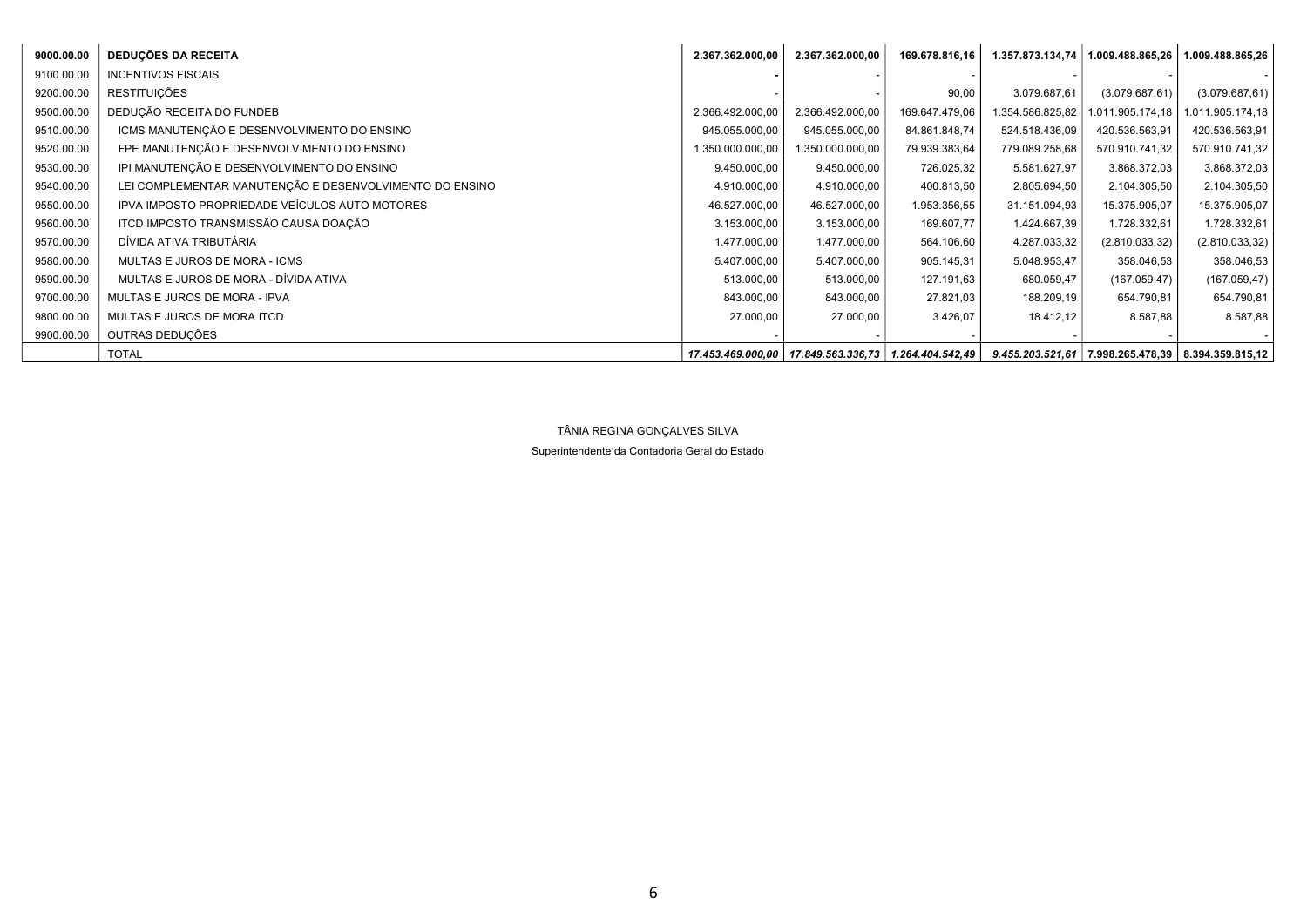| | | | | | | | |
|---|---|---|---|---|---|---|---|
| **9000.00.00** | **DEDUÇÕES DA RECEITA** | **2.367.362.000,00** | **2.367.362.000,00** | **169.678.816,16** | **1.357.873.134,74** | **1.009.488.865,26** | **1.009.488.865,26** |
| 9100.00.00 | INCENTIVOS FISCAIS | **-** | - | - | - | - | - |
| 9200.00.00 | RESTITUIÇÕES | - | - | 90,00 | 3.079.687,61 | (3.079.687,61) | (3.079.687,61) |
| 9500.00.00 | DEDUÇÃO RECEITA DO FUNDEB | 2.366.492.000,00 | 2.366.492.000,00 | 169.647.479,06 | 1.354.586.825,82 | 1.011.905.174,18 | 1.011.905.174,18 |
| 9510.00.00 | ICMS MANUTENÇÃO E DESENVOLVIMENTO DO ENSINO | 945.055.000,00 | 945.055.000,00 | 84.861.848,74 | 524.518.436,09 | 420.536.563,91 | 420.536.563,91 |
| 9520.00.00 | FPE MANUTENÇÃO E DESENVOLVIMENTO DO ENSINO | 1.350.000.000,00 | 1.350.000.000,00 | 79.939.383,64 | 779.089.258,68 | 570.910.741,32 | 570.910.741,32 |
| 9530.00.00 | IPI MANUTENÇÃO E DESENVOLVIMENTO DO ENSINO | 9.450.000,00 | 9.450.000,00 | 726.025,32 | 5.581.627,97 | 3.868.372,03 | 3.868.372,03 |
| 9540.00.00 | LEI COMPLEMENTAR MANUTENÇÃO E DESENVOLVIMENTO DO ENSINO | 4.910.000,00 | 4.910.000,00 | 400.813,50 | 2.805.694,50 | 2.104.305,50 | 2.104.305,50 |
| 9550.00.00 | IPVA IMPOSTO PROPRIEDADE VEÍCULOS AUTO MOTORES | 46.527.000,00 | 46.527.000,00 | 1.953.356,55 | 31.151.094,93 | 15.375.905,07 | 15.375.905,07 |
| 9560.00.00 | ITCD IMPOSTO TRANSMISSÃO CAUSA DOAÇÃO | 3.153.000,00 | 3.153.000,00 | 169.607,77 | 1.424.667,39 | 1.728.332,61 | 1.728.332,61 |
| 9570.00.00 | DÍVIDA ATIVA TRIBUTÁRIA | 1.477.000,00 | 1.477.000,00 | 564.106,60 | 4.287.033,32 | (2.810.033,32) | (2.810.033,32) |
| 9580.00.00 | MULTAS E JUROS DE MORA - ICMS | 5.407.000,00 | 5.407.000,00 | 905.145,31 | 5.048.953,47 | 358.046,53 | 358.046,53 |
| 9590.00.00 | MULTAS E JUROS DE MORA - DÍVIDA ATIVA | 513.000,00 | 513.000,00 | 127.191,63 | 680.059,47 | (167.059,47) | (167.059,47) |
| 9700.00.00 | MULTAS E JUROS DE MORA - IPVA | 843.000,00 | 843.000,00 | 27.821,03 | 188.209,19 | 654.790,81 | 654.790,81 |
| 9800.00.00 | MULTAS E JUROS DE MORA ITCD | 27.000,00 | 27.000,00 | 3.426,07 | 18.412,12 | 8.587,88 | 8.587,88 |
| 9900.00.00 | OUTRAS DEDUÇÕES | - | - | - | - | - | - |
| | TOTAL | *17.453.469.000,00* | *17.849.563.336,73* | *1.264.404.542,49* | *9.455.203.521,61* | *7.998.265.478,39* | *8.394.359.815,12* |

TÂNIA REGINA GONÇALVES SILVA

Superintendente da Contadoria Geral do Estado